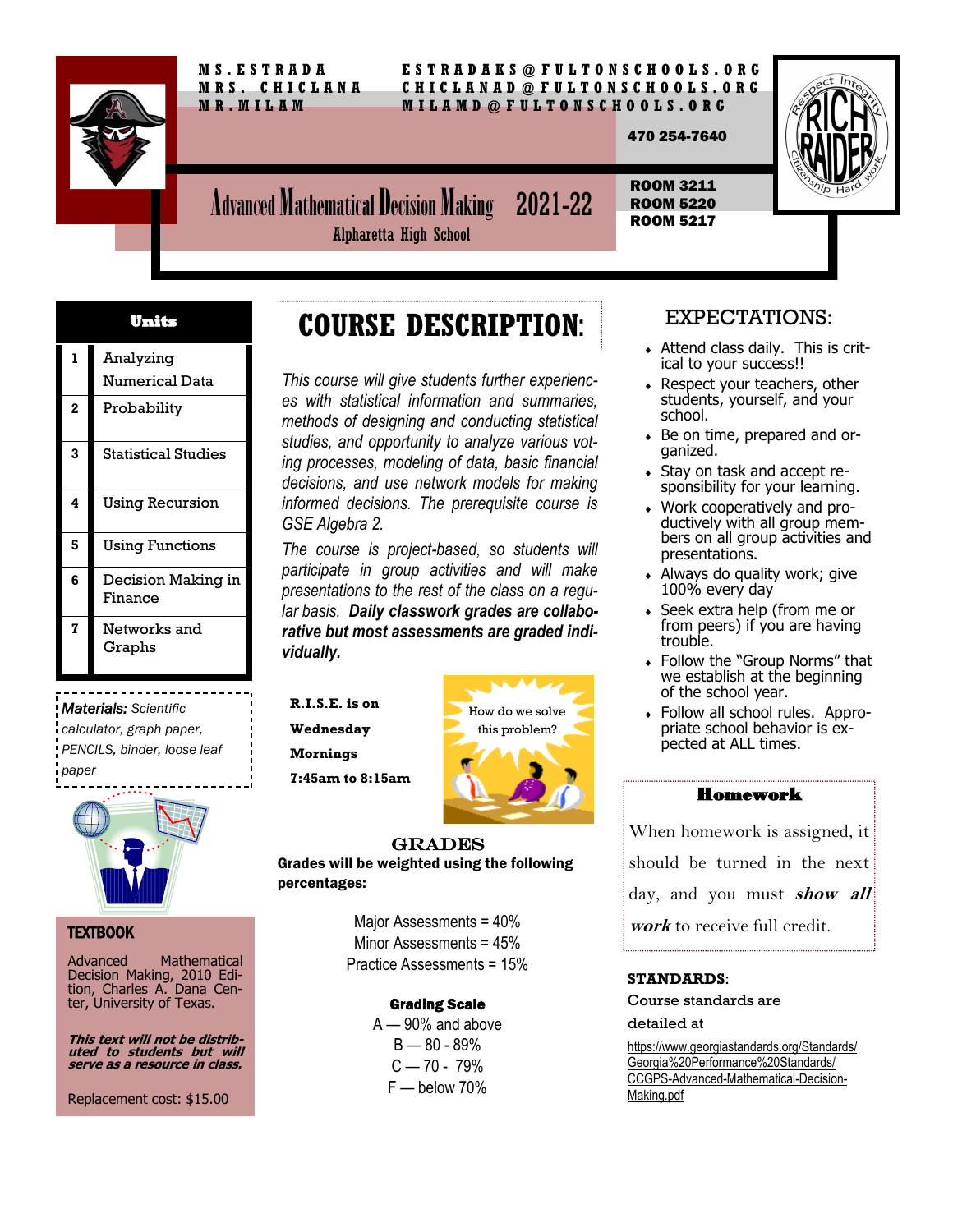MS. ESTRADA — ESTRADAKS@FULTONSCHOOLS.ORG
MRS. CHICLANA — CHICLANAD@FULTONSCHOOLS.ORG
MR. MILAM — MILAMD@FULTONSCHOOLS.ORG

470 254-7640

# Advanced Mathematical Decision Making 2021-22

Alpharetta High School

ROOM 3211
ROOM 5220
ROOM 5217

## Units

| | Units |
|---|---|
| 1 | Analyzing Numerical Data |
| 2 | Probability |
| 3 | Statistical Studies |
| 4 | Using Recursion |
| 5 | Using Functions |
| 6 | Decision Making in Finance |
| 7 | Networks and Graphs |

***Materials:*** *Scientific calculator, graph paper, PENCILS, binder, loose leaf paper*

### TEXTBOOK

Advanced Mathematical Decision Making, 2010 Edition, Charles A. Dana Center, University of Texas.

***This text will not be distributed to students but will serve as a resource in class.***

Replacement cost: $15.00

## COURSE DESCRIPTION:

*This course will give students further experiences with statistical information and summaries, methods of designing and conducting statistical studies, and opportunity to analyze various voting processes, modeling of data, basic financial decisions, and use network models for making informed decisions. The prerequisite course is GSE Algebra 2.*

*The course is project-based, so students will participate in group activities and will make presentations to the rest of the class on a regular basis.* ***Daily classwork grades are collaborative but most assessments are graded individually.***

**R.I.S.E. is on Wednesday Mornings 7:45am to 8:15am**

### GRADES

**Grades will be weighted using the following percentages:**

Major Assessments = 40%
Minor Assessments = 45%
Practice Assessments = 15%

**Grading Scale**

A — 90% and above
B — 80 - 89%
C — 70 - 79%
F — below 70%

## EXPECTATIONS:

- Attend class daily. This is critical to your success!!
- Respect your teachers, other students, yourself, and your school.
- Be on time, prepared and organized.
- Stay on task and accept responsibility for your learning.
- Work cooperatively and productively with all group members on all group activities and presentations.
- Always do quality work; give 100% every day
- Seek extra help (from me or from peers) if you are having trouble.
- Follow the "Group Norms" that we establish at the beginning of the school year.
- Follow all school rules. Appropriate school behavior is expected at ALL times.

### Homework

When homework is assigned, it should be turned in the next day, and you must ***show all work*** to receive full credit.

**STANDARDS**:

Course standards are detailed at

https://www.georgiastandards.org/Standards/Georgia%20Performance%20Standards/CCGPS-Advanced-Mathematical-Decision-Making.pdf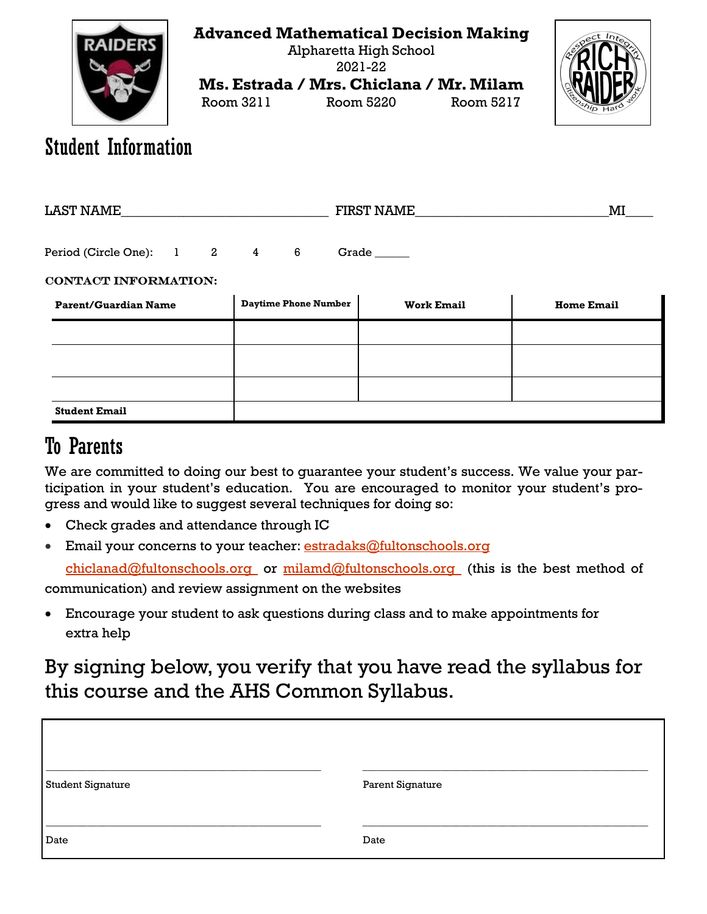**Advanced Mathematical Decision Making**

Alpharetta High School

2021-22

**Ms. Estrada / Mrs. Chiclana / Mr. Milam**

Room 3211 Room 5220 Room 5217

# Student Information

LAST NAME______________________________ FIRST NAME___________________________MI____

Period (Circle One): 1 2 4 6 Grade ______

**CONTACT INFORMATION:**

| Parent/Guardian Name | Daytime Phone Number | Work Email | Home Email |
|---|---|---|---|
| | | | |
| | | | |
| | | | |
| **Student Email** | | | |

# To Parents

We are committed to doing our best to guarantee your student's success. We value your participation in your student's education. You are encouraged to monitor your student's progress and would like to suggest several techniques for doing so:

- Check grades and attendance through IC
- Email your concerns to your teacher: estradaks@fultonschools.org chiclanad@fultonschools.org or milamd@fultonschools.org (this is the best method of communication) and review assignment on the websites
- Encourage your student to ask questions during class and to make appointments for extra help

## By signing below, you verify that you have read the syllabus for this course and the AHS Common Syllabus.

_____________________________________________ Student Signature

_____________________________________________ Parent Signature

_____________________________________________ Date

_____________________________________________ Date